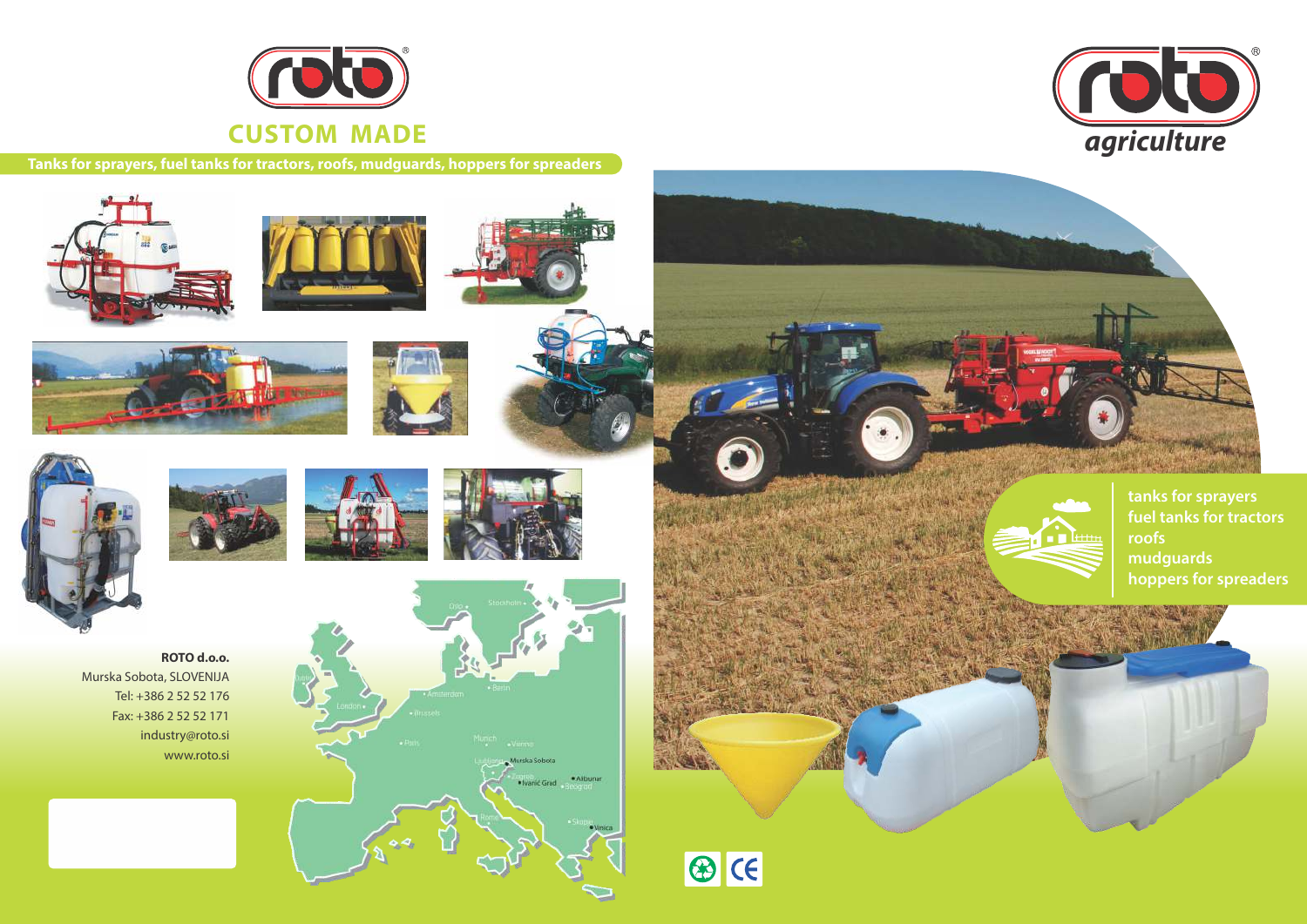# roto

## CUSTOM MADE

**Tanks for sprayers, fuel tanks for tractors, roofs, mudguards, hoppers for spreaders**

**ROTO d.o.o.**
Murska Sobota, SLOVENIJA
Tel: +386 2 52 52 176
Fax: +386 2 52 52 171
industry@roto.si
www.roto.si

# roto *agriculture*

- tanks for sprayers
- fuel tanks for tractors
- roofs
- mudguards
- hoppers for spreaders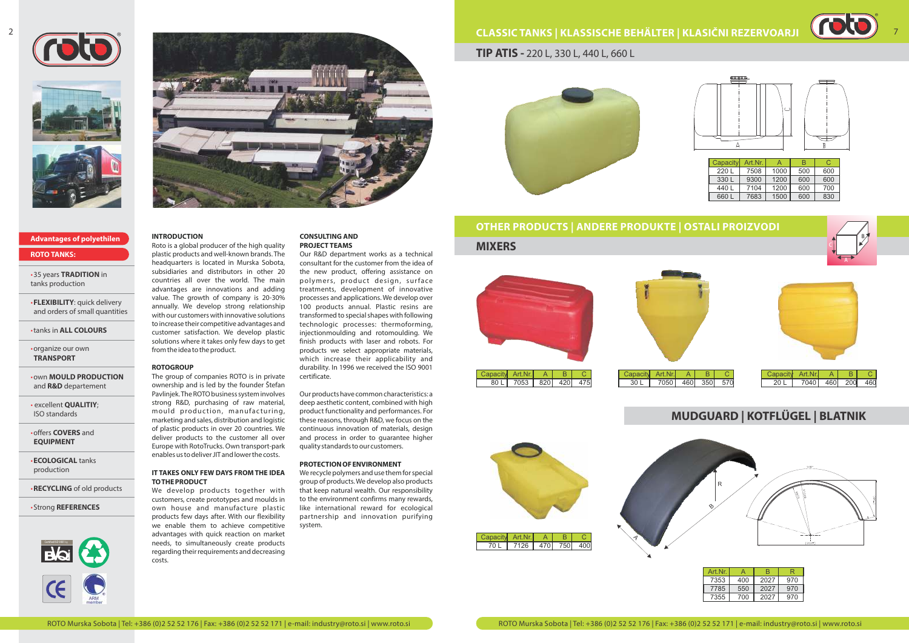**Advantages of polyethilen**

**ROTO TANKS:**

- 35 years **TRADITION** in tanks production
- **FLEXIBILITY**: quick delivery and orders of small quantities
- tanks in **ALL COLOURS**
- organize our own **TRANSPORT**
- own **MOULD PRODUCTION** and **R&D** departement
- excellent **QUALITIY**; ISO standards
- offers **COVERS** and **EQUIPMENT**
- **ECOLOGICAL** tanks production
- **RECYCLING** of old products
- Strong **REFERENCES**

### INTRODUCTION

Roto is a global producer of the high quality plastic products and well-known brands. The headquarters is located in Murska Sobota, subsidiaries and distributors in other 20 countries all over the world. The main advantages are innovations and adding value. The growth of company is 20-30% annually. We develop strong relationship with our customers with innovative solutions to increase their competitive advantages and customer satisfaction. We develop plastic solutions where it takes only few days to get from the idea to the product.

### ROTOGROUP

The group of companies ROTO is in private ownership and is led by the founder Štefan Pavlinjek. The ROTO business system involves strong R&D, purchasing of raw material, mould production, manufacturing, marketing and sales, distribution and logistic of plastic products in over 20 countries. We deliver products to the customer all over Europe with RotoTrucks. Own transport-park enables us to deliver JIT and lower the costs.

### IT TAKES ONLY FEW DAYS FROM THE IDEA TO THE PRODUCT

We develop products together with customers, create prototypes and moulds in own house and manufacture plastic products few days after. With our flexibility we enable them to achieve competitive advantages with quick reaction on market needs, to simultaneously create products regarding their requirements and decreasing costs.

### CONSULTING AND PROJECT TEAMS

Our R&D department works as a technical consultant for the customer from the idea of the new product, offering assistance on polymers, product design, surface treatments, development of innovative processes and applications. We develop over 100 products annual. Plastic resins are transformed to special shapes with following technologic processes: thermoforming, injectionmoulding and rotomoulding. We finish products with laser and robots. For products we select appropriate materials, which increase their applicability and durability. In 1996 we received the ISO 9001 certificate.

Our products have common characteristics: a deep aesthetic content, combined with high product functionality and performances. For these reasons, through R&D, we focus on the continuous innovation of materials, design and process in order to guarantee higher quality standards to our customers.

### PROTECTION OF ENVIRONMENT

We recycle polymers and use them for special group of products. We develop also products that keep natural wealth. Our responsibility to the environment confirms many rewards, like international reward for ecological partnership and innovation purifying system.

## CLASSIC TANKS | KLASSISCHE BEHÄLTER | KLASIČNI REZERVOARJI

### TIP ATIS - 220 L, 330 L, 440 L, 660 L

| Capacity | Art.Nr. | A | B | C |
|---|---|---|---|---|
| 220 L | 7508 | 1000 | 500 | 600 |
| 330 L | 9300 | 1200 | 600 | 600 |
| 440 L | 7104 | 1200 | 600 | 700 |
| 660 L | 7683 | 1500 | 600 | 830 |

## OTHER PRODUCTS | ANDERE PRODUKTE | OSTALI PROIZVODI

### MIXERS

| Capacity | Art.Nr. | A | B | C |
|---|---|---|---|---|
| 80 L | 7053 | 820 | 420 | 475 |

| Capacity | Art.Nr. | A | B | C |
|---|---|---|---|---|
| 30 L | 7050 | 460 | 350 | 570 |

| Capacity | Art.Nr. | A | B | C |
|---|---|---|---|---|
| 20 L | 7040 | 460 | 200 | 460 |

| Capacity | Art.Nr. | A | B | C |
|---|---|---|---|---|
| 70 L | 7126 | 470 | 750 | 400 |

## MUDGUARD | KOTFLÜGEL | BLATNIK

| Art.Nr. | A | B | R |
|---|---|---|---|
| 7353 | 400 | 2027 | 970 |
| 7785 | 550 | 2027 | 970 |
| 7355 | 700 | 2027 | 970 |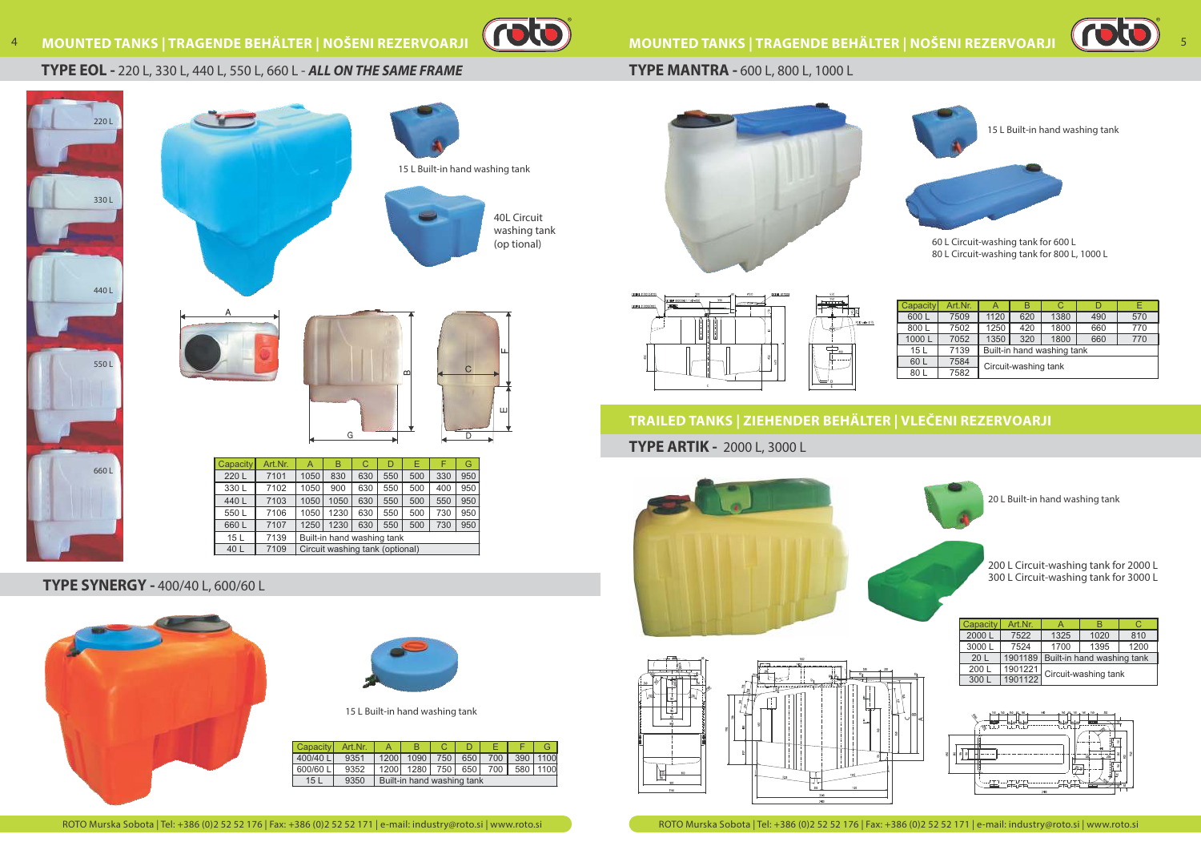# MOUNTED TANKS | TRAGENDE BEHÄLTER | NOŠENI REZERVOARJI

## TYPE EOL - 220 L, 330 L, 440 L, 550 L, 660 L - *ALL ON THE SAME FRAME*

220 L

330 L

440 L

550 L

660 L

15 L Built-in hand washing tank

40L Circuit washing tank (op tional)

| Capacity | Art.Nr. | A | B | C | D | E | F | G |
|---|---|---|---|---|---|---|---|---|
| 220 L | 7101 | 1050 | 830 | 630 | 550 | 500 | 330 | 950 |
| 330 L | 7102 | 1050 | 900 | 630 | 550 | 500 | 400 | 950 |
| 440 L | 7103 | 1050 | 1050 | 630 | 550 | 500 | 550 | 950 |
| 550 L | 7106 | 1050 | 1230 | 630 | 550 | 500 | 730 | 950 |
| 660 L | 7107 | 1250 | 1230 | 630 | 550 | 500 | 730 | 950 |
| 15 L | 7139 | Built-in hand washing tank | | | | | | |
| 40 L | 7109 | Circuit washing tank (optional) | | | | | | |

## TYPE SYNERGY - 400/40 L, 600/60 L

15 L Built-in hand washing tank

| Capacity | Art.Nr. | A | B | C | D | E | F | G |
|---|---|---|---|---|---|---|---|---|
| 400/40 L | 9351 | 1200 | 1090 | 750 | 650 | 700 | 390 | 1100 |
| 600/60 L | 9352 | 1200 | 1280 | 750 | 650 | 700 | 580 | 1100 |
| 15 L | 9350 | Built-in hand washing tank | | | | | | |

## TYPE MANTRA - 600 L, 800 L, 1000 L

15 L Built-in hand washing tank

60 L Circuit-washing tank for 600 L
80 L Circuit-washing tank for 800 L, 1000 L

| Capacity | Art.Nr. | A | B | C | D | E |
|---|---|---|---|---|---|---|
| 600 L | 7509 | 1120 | 620 | 1380 | 490 | 570 |
| 800 L | 7502 | 1250 | 420 | 1800 | 660 | 770 |
| 1000 L | 7052 | 1350 | 320 | 1800 | 660 | 770 |
| 15 L | 7139 | Built-in hand washing tank | | | | |
| 60 L | 7584 | Circuit-washing tank | | | | |
| 80 L | 7582 | | | | | |

# TRAILED TANKS | ZIEHENDER BEHÄLTER | VLEČENI REZERVOARJI

## TYPE ARTIK - 2000 L, 3000 L

20 L Built-in hand washing tank

200 L Circuit-washing tank for 2000 L
300 L Circuit-washing tank for 3000 L

| Capacity | Art.Nr. | A | B | C |
|---|---|---|---|---|
| 2000 L | 7522 | 1325 | 1020 | 810 |
| 3000 L | 7524 | 1700 | 1395 | 1200 |
| 20 L | 1901189 | Built-in hand washing tank | | |
| 200 L | 1901221 | Circuit-washing tank | | |
| 300 L | 1901122 | | | |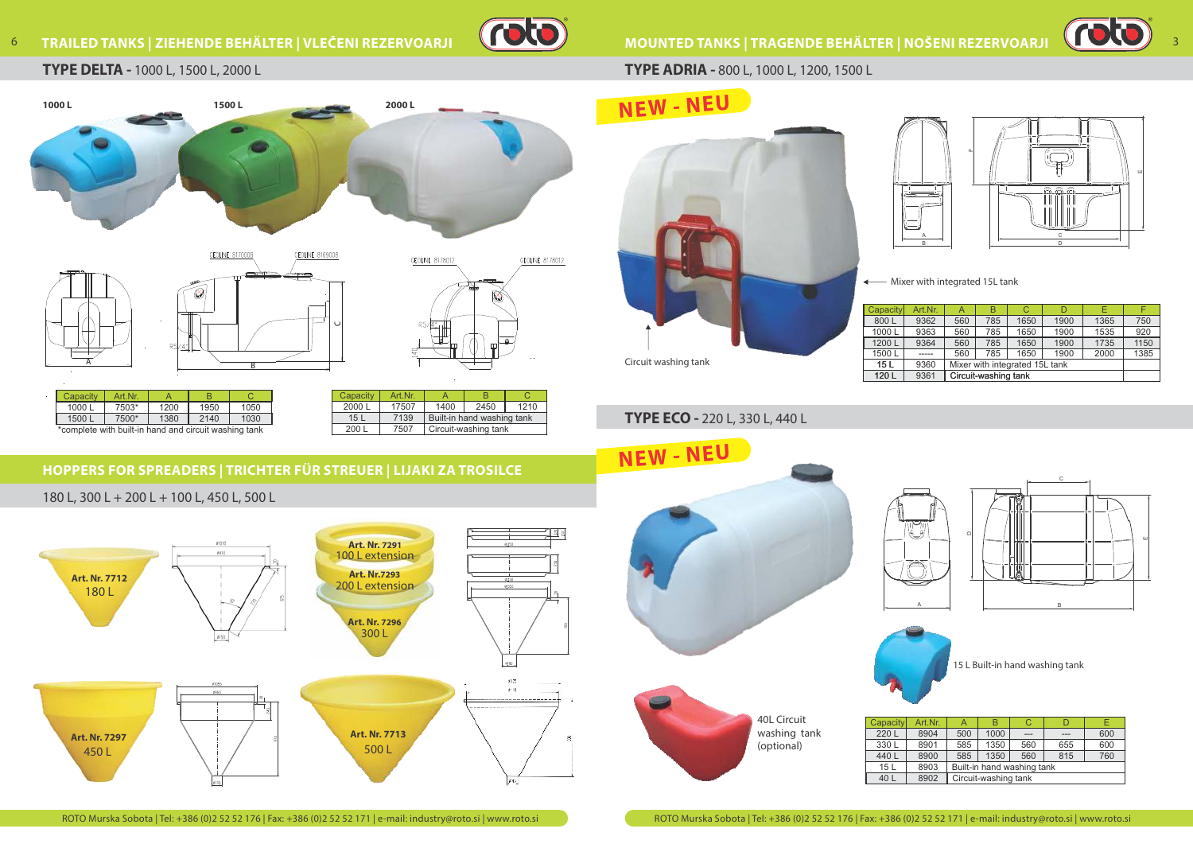## TRAILED TANKS | ZIEHENDE BEHÄLTER | VLEČENI REZERVOARJI

### TYPE DELTA - 1000 L, 1500 L, 2000 L

1000 L

1500 L

2000 L

| Capacity | Art.Nr. | A | B | C |
|---|---|---|---|---|
| 1000 L | 7503* | 1200 | 1950 | 1050 |
| 1500 L | 7500* | 1380 | 2140 | 1030 |

*complete with built-in hand and circuit washing tank

| Capacity | Art.Nr. | A | B | C |
|---|---|---|---|---|
| 2000 L | 17507 | 1400 | 2450 | 1210 |
| 15 L | 7139 | Built-in hand washing tank | | |
| 200 L | 7507 | Circuit-washing tank | | |

## HOPPERS FOR SPREADERS | TRICHTER FÜR STREUER | LIJAKI ZA TROSILCE

180 L, 300 L + 200 L + 100 L, 450 L, 500 L

**Art. Nr. 7712** 180 L

**Art. Nr. 7291** 100 L extension

**Art. Nr.7293** 200 L extension

**Art. Nr. 7296** 300 L

**Art. Nr. 7297** 450 L

**Art. Nr. 7713** 500 L

ROTO Murska Sobota | Tel: +386 (0)2 52 52 176 | Fax: +386 (0)2 52 52 171 | e-mail: industry@roto.si | www.roto.si

## MOUNTED TANKS | TRAGENDE BEHÄLTER | NOŠENI REZERVOARJI

### TYPE ADRIA - 800 L, 1000 L, 1200, 1500 L

NEW - NEU

Mixer with integrated 15L tank

Circuit washing tank

| Capacity | Art.Nr. | A | B | C | D | E | F |
|---|---|---|---|---|---|---|---|
| 800 L | 9362 | 560 | 785 | 1650 | 1900 | 1365 | 750 |
| 1000 L | 9363 | 560 | 785 | 1650 | 1900 | 1535 | 920 |
| 1200 L | 9364 | 560 | 785 | 1650 | 1900 | 1735 | 1150 |
| 1500 L | ----- | 560 | 785 | 1650 | 1900 | 2000 | 1385 |
| 15 L | 9360 | Mixer with integrated 15L tank | | | | | |
| 120 L | 9361 | Circuit-washing tank | | | | | |

### TYPE ECO - 220 L, 330 L, 440 L

NEW - NEU

15 L Built-in hand washing tank

40L Circuit washing tank (optional)

| Capacity | Art.Nr. | A | B | C | D | E |
|---|---|---|---|---|---|---|
| 220 L | 8904 | 500 | 1000 | --- | --- | 600 |
| 330 L | 8901 | 585 | 1350 | 560 | 655 | 600 |
| 440 L | 8900 | 585 | 1350 | 560 | 815 | 760 |
| 15 L | 8903 | Built-in hand washing tank | | | | |
| 40 L | 8902 | Circuit-washing tank | | | | |

ROTO Murska Sobota | Tel: +386 (0)2 52 52 176 | Fax: +386 (0)2 52 52 171 | e-mail: industry@roto.si | www.roto.si